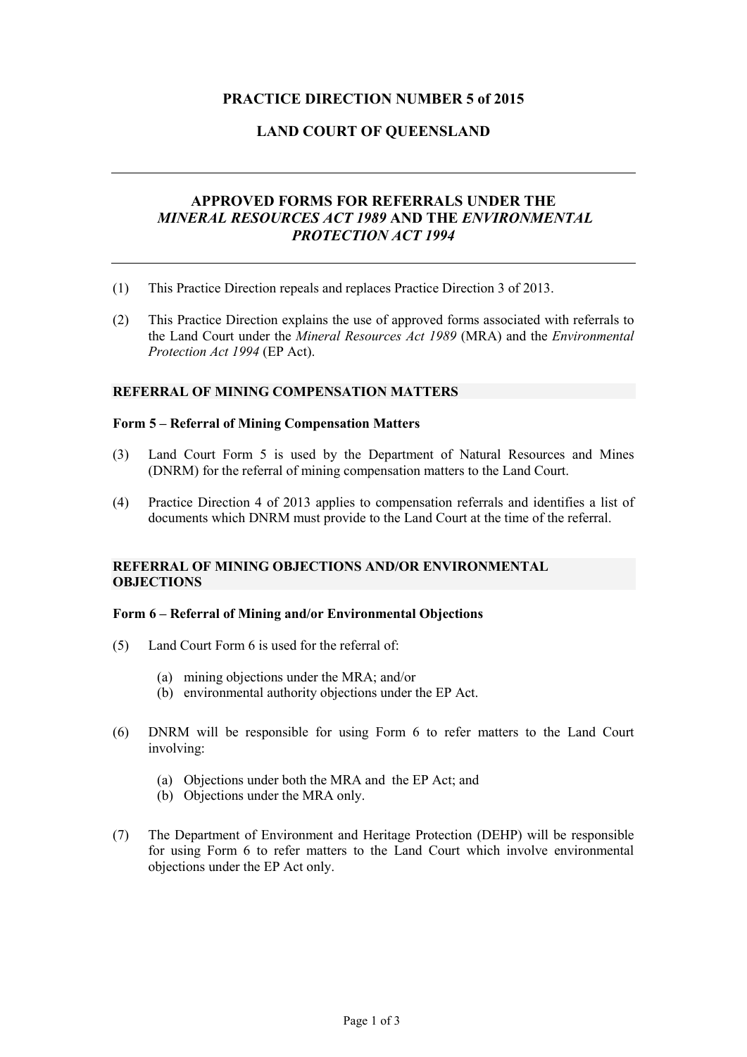# PRACTICE DIRECTION NUMBER 5 of 2015

# LAND COURT OF QUEENSLAND

---

## APPROVED FORMS FOR REFERRALS UNDER THE *MINERAL RESOURCES ACT 1989* AND THE *ENVIRONMENTAL PROTECTION ACT 1994*

---

(1) This Practice Direction repeals and replaces Practice Direction 3 of 2013.

(2) This Practice Direction explains the use of approved forms associated with referrals to the Land Court under the *Mineral Resources Act 1989* (MRA) and the *Environmental Protection Act 1994* (EP Act).

### REFERRAL OF MINING COMPENSATION MATTERS

**Form 5 – Referral of Mining Compensation Matters**

(3) Land Court Form 5 is used by the Department of Natural Resources and Mines (DNRM) for the referral of mining compensation matters to the Land Court.

(4) Practice Direction 4 of 2013 applies to compensation referrals and identifies a list of documents which DNRM must provide to the Land Court at the time of the referral.

### REFERRAL OF MINING OBJECTIONS AND/OR ENVIRONMENTAL OBJECTIONS

**Form 6 – Referral of Mining and/or Environmental Objections**

(5) Land Court Form 6 is used for the referral of:

- (a) mining objections under the MRA; and/or
- (b) environmental authority objections under the EP Act.

(6) DNRM will be responsible for using Form 6 to refer matters to the Land Court involving:

- (a) Objections under both the MRA and the EP Act; and
- (b) Objections under the MRA only.

(7) The Department of Environment and Heritage Protection (DEHP) will be responsible for using Form 6 to refer matters to the Land Court which involve environmental objections under the EP Act only.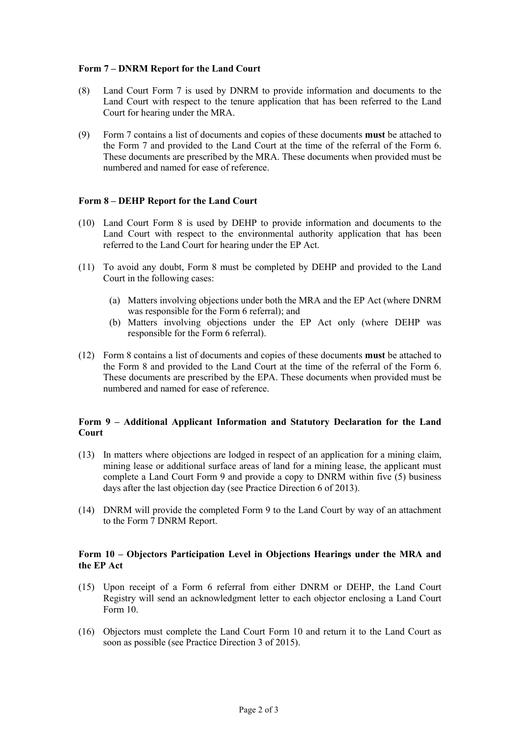**Form 7 – DNRM Report for the Land Court**

(8) Land Court Form 7 is used by DNRM to provide information and documents to the Land Court with respect to the tenure application that has been referred to the Land Court for hearing under the MRA.

(9) Form 7 contains a list of documents and copies of these documents **must** be attached to the Form 7 and provided to the Land Court at the time of the referral of the Form 6. These documents are prescribed by the MRA. These documents when provided must be numbered and named for ease of reference.

**Form 8 – DEHP Report for the Land Court**

(10) Land Court Form 8 is used by DEHP to provide information and documents to the Land Court with respect to the environmental authority application that has been referred to the Land Court for hearing under the EP Act.

(11) To avoid any doubt, Form 8 must be completed by DEHP and provided to the Land Court in the following cases:

(a) Matters involving objections under both the MRA and the EP Act (where DNRM was responsible for the Form 6 referral); and

(b) Matters involving objections under the EP Act only (where DEHP was responsible for the Form 6 referral).

(12) Form 8 contains a list of documents and copies of these documents **must** be attached to the Form 8 and provided to the Land Court at the time of the referral of the Form 6. These documents are prescribed by the EPA. These documents when provided must be numbered and named for ease of reference.

**Form 9 – Additional Applicant Information and Statutory Declaration for the Land Court**

(13) In matters where objections are lodged in respect of an application for a mining claim, mining lease or additional surface areas of land for a mining lease, the applicant must complete a Land Court Form 9 and provide a copy to DNRM within five (5) business days after the last objection day (see Practice Direction 6 of 2013).

(14) DNRM will provide the completed Form 9 to the Land Court by way of an attachment to the Form 7 DNRM Report.

**Form 10 – Objectors Participation Level in Objections Hearings under the MRA and the EP Act**

(15) Upon receipt of a Form 6 referral from either DNRM or DEHP, the Land Court Registry will send an acknowledgment letter to each objector enclosing a Land Court Form 10.

(16) Objectors must complete the Land Court Form 10 and return it to the Land Court as soon as possible (see Practice Direction 3 of 2015).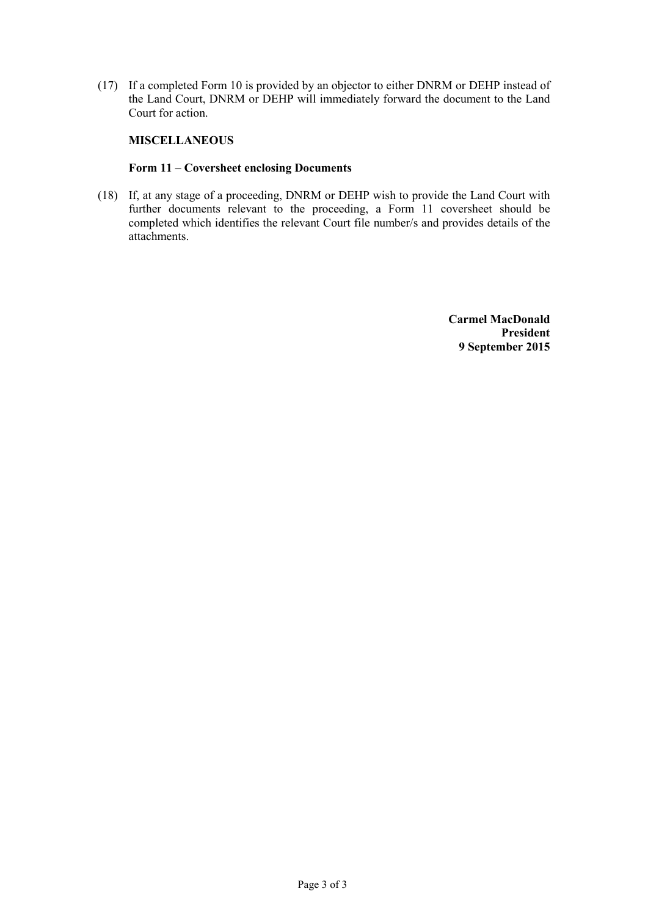(17) If a completed Form 10 is provided by an objector to either DNRM or DEHP instead of the Land Court, DNRM or DEHP will immediately forward the document to the Land Court for action.

**MISCELLANEOUS**

**Form 11 – Coversheet enclosing Documents**

(18) If, at any stage of a proceeding, DNRM or DEHP wish to provide the Land Court with further documents relevant to the proceeding, a Form 11 coversheet should be completed which identifies the relevant Court file number/s and provides details of the attachments.

**Carmel MacDonald**
**President**
**9 September 2015**